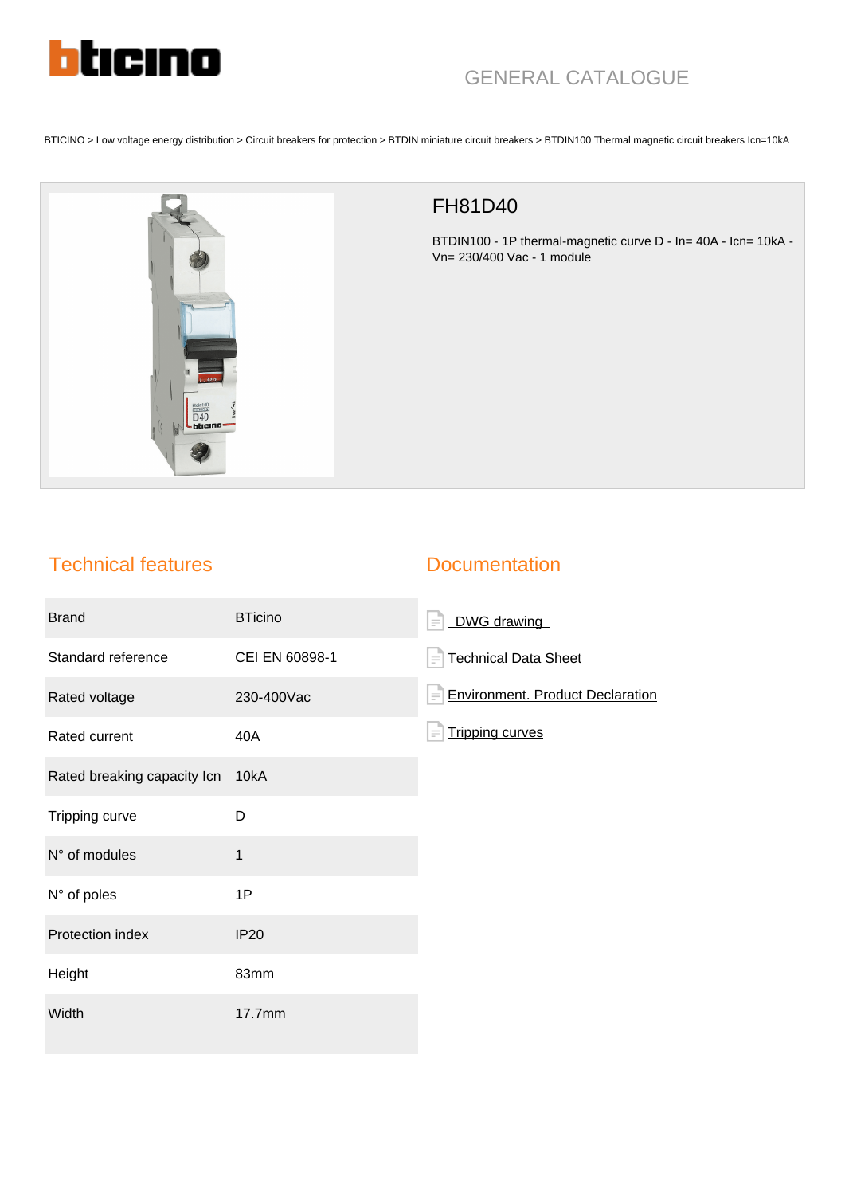bticino

GENERAL CATALOGUE

BTICINO > Low voltage energy distribution > Circuit breakers for protection > BTDIN miniature circuit breakers > BTDIN100 Thermal magnetic circuit breakers Icn=10kA

# FH81D40

BTDIN100 - 1P thermal-magnetic curve D - In= 40A - Icn= 10kA - Vn= 230/400 Vac - 1 module

## Technical features

| | |
|---|---|
| Brand | BTicino |
| Standard reference | CEI EN 60898-1 |
| Rated voltage | 230-400Vac |
| Rated current | 40A |
| Rated breaking capacity Icn | 10kA |
| Tripping curve | D |
| N° of modules | 1 |
| N° of poles | 1P |
| Protection index | IP20 |
| Height | 83mm |
| Width | 17.7mm |

## Documentation

- DWG drawing
- Technical Data Sheet
- Environment. Product Declaration
- Tripping curves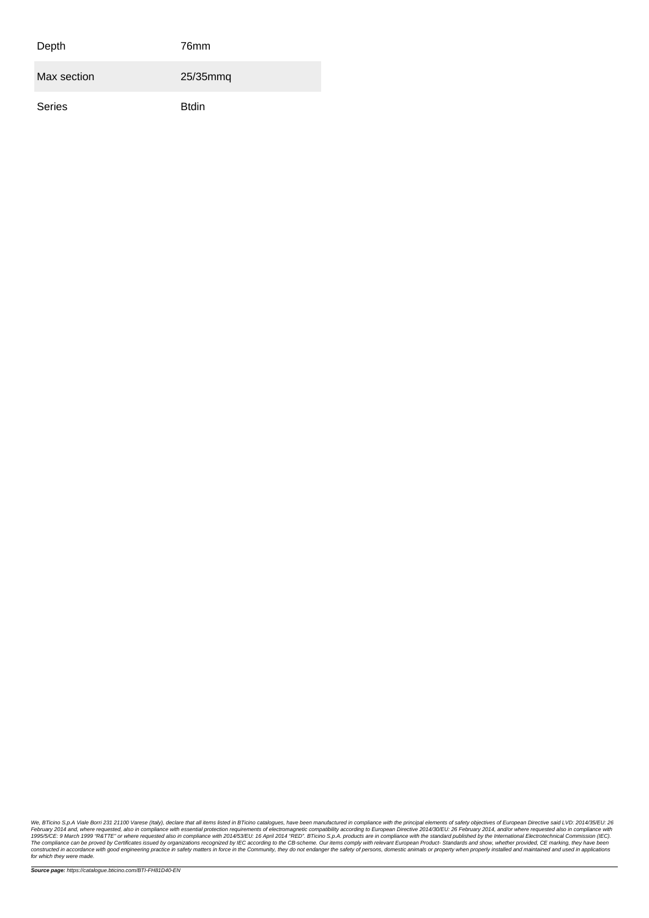| | |
|---|---|
| Depth | 76mm |
| Max section | 25/35mmq |
| Series | Btdin |

*We, BTicino S.p.A Viale Borri 231 21100 Varese (Italy), declare that all items listed in BTicino catalogues, have been manufactured in compliance with the principal elements of safety objectives of European Directive said LVD: 2014/35/EU: 26 February 2014 and, where requested, also in compliance with essential protection requirements of electromagnetic compatibility according to European Directive 2014/30/EU: 26 February 2014, and/or where requested also in compliance with 1995/5/CE: 9 March 1999 "R&TTE" or where requested also in compliance with 2014/53/EU: 16 April 2014 "RED". BTicino S.p.A. products are in compliance with the standard published by the International Electrotechnical Commission (IEC). The compliance can be proved by Certificates issued by organizations recognized by IEC according to the CB-scheme. Our items comply with relevant European Product- Standards and show, whether provided, CE marking, they have been constructed in accordance with good engineering practice in safety matters in force in the Community, they do not endanger the safety of persons, domestic animals or property when properly installed and maintained and used in applications for which they were made.*

**Source page:** *https://catalogue.bticino.com/BTI-FH81D40-EN*